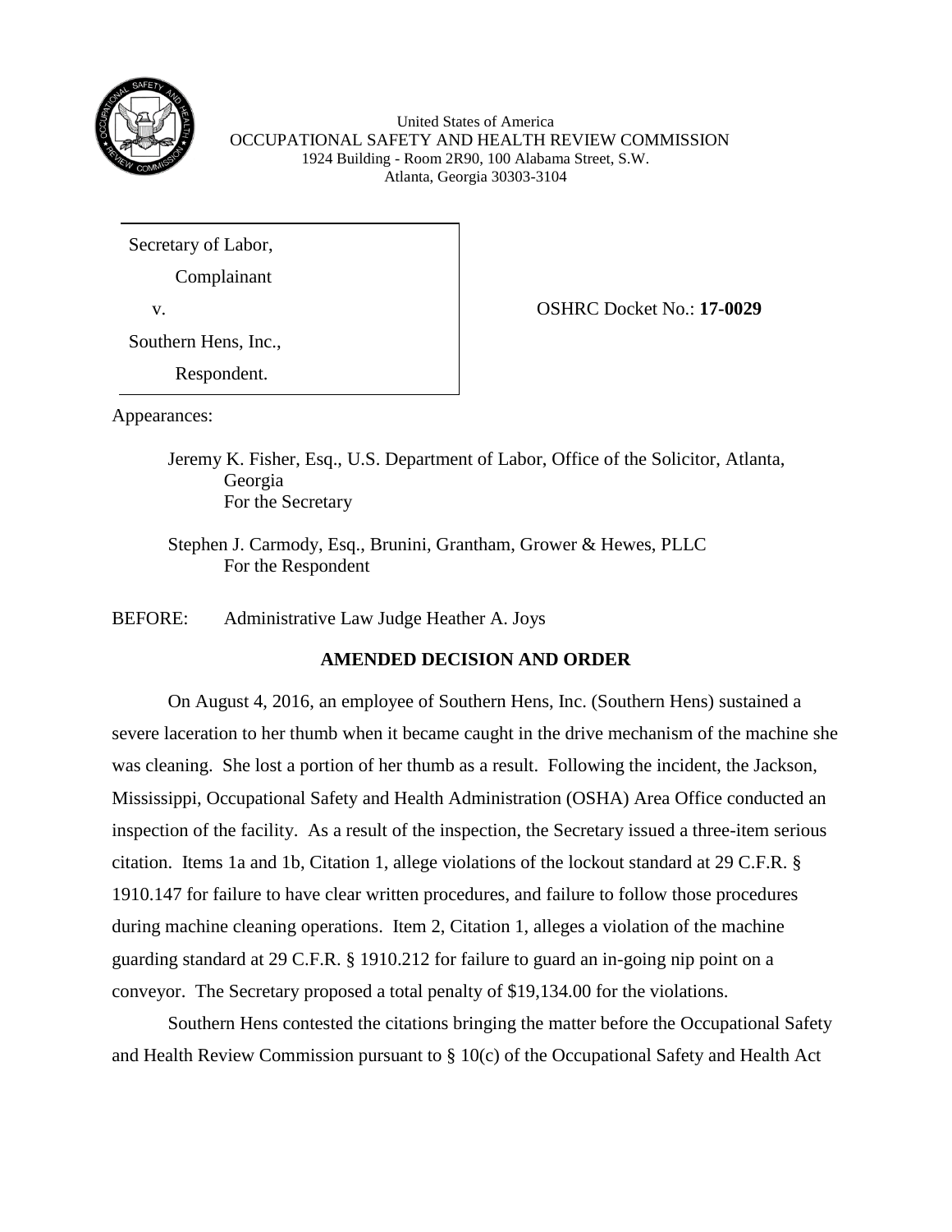United States of America
OCCUPATIONAL SAFETY AND HEALTH REVIEW COMMISSION
1924 Building - Room 2R90, 100 Alabama Street, S.W.
Atlanta, Georgia 30303-3104

| | |
|---|---|
| Secretary of Law,<br>Complainant<br>v.<br>Southern Hens, Inc.,<br>Respondent. | OSHRC Docket No.: **17-0029** |

Appearances:

Jeremy K. Fisher, Esq., U.S. Department of Labor, Office of the Solicitor, Atlanta, Georgia
For the Secretary

Stephen J. Carmody, Esq., Brunini, Grantham, Grower & Hewes, PLLC
For the Respondent

BEFORE: Administrative Law Judge Heather A. Joys

**AMENDED DECISION AND ORDER**

On August 4, 2016, an employee of Southern Hens, Inc. (Southern Hens) sustained a severe laceration to her thumb when it became caught in the drive mechanism of the machine she was cleaning. She lost a portion of her thumb as a result. Following the incident, the Jackson, Mississippi, Occupational Safety and Health Administration (OSHA) Area Office conducted an inspection of the facility. As a result of the inspection, the Secretary issued a three-item serious citation. Items 1a and 1b, Citation 1, allege violations of the lockout standard at 29 C.F.R. § 1910.147 for failure to have clear written procedures, and failure to follow those procedures during machine cleaning operations. Item 2, Citation 1, alleges a violation of the machine guarding standard at 29 C.F.R. § 1910.212 for failure to guard an in-going nip point on a conveyor. The Secretary proposed a total penalty of $19,134.00 for the violations.

Southern Hens contested the citations bringing the matter before the Occupational Safety and Health Review Commission pursuant to § 10(c) of the Occupational Safety and Health Act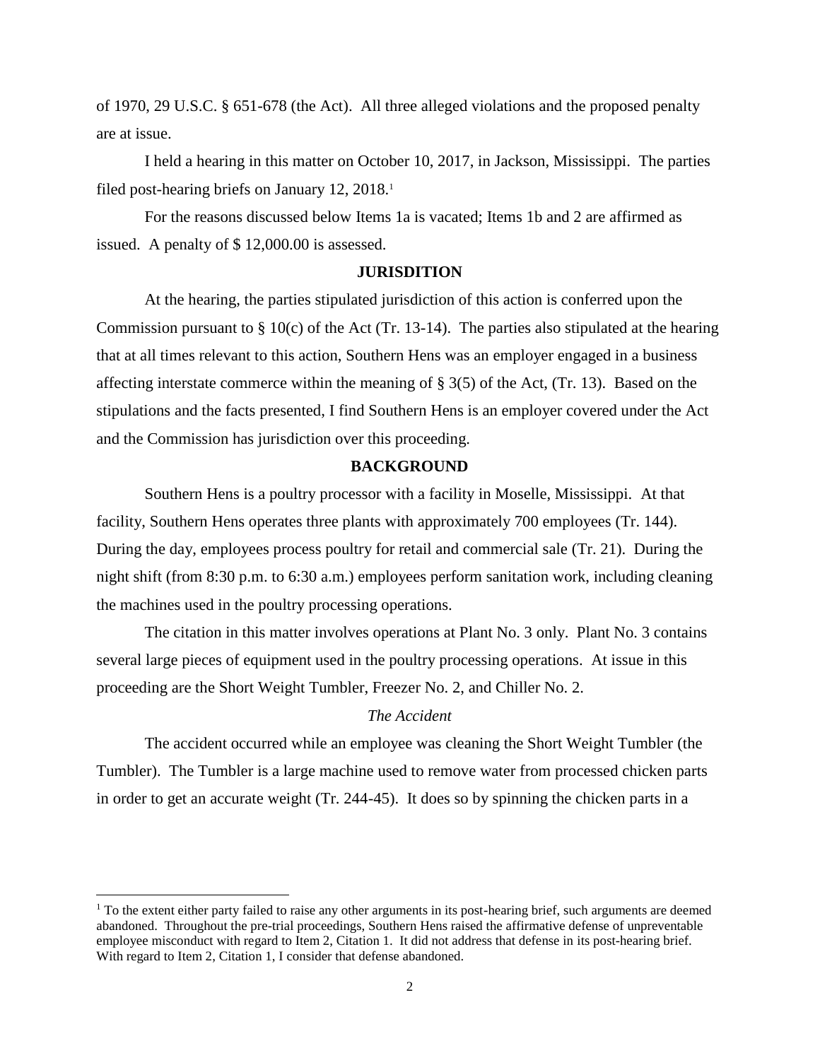of 1970, 29 U.S.C. § 651-678 (the Act). All three alleged violations and the proposed penalty are at issue.

I held a hearing in this matter on October 10, 2017, in Jackson, Mississippi. The parties filed post-hearing briefs on January 12, 2018.[1]

For the reasons discussed below Items 1a is vacated; Items 1b and 2 are affirmed as issued. A penalty of $ 12,000.00 is assessed.

## JURISDITION

At the hearing, the parties stipulated jurisdiction of this action is conferred upon the Commission pursuant to § 10(c) of the Act (Tr. 13-14). The parties also stipulated at the hearing that at all times relevant to this action, Southern Hens was an employer engaged in a business affecting interstate commerce within the meaning of § 3(5) of the Act, (Tr. 13). Based on the stipulations and the facts presented, I find Southern Hens is an employer covered under the Act and the Commission has jurisdiction over this proceeding.

## BACKGROUND

Southern Hens is a poultry processor with a facility in Moselle, Mississippi. At that facility, Southern Hens operates three plants with approximately 700 employees (Tr. 144). During the day, employees process poultry for retail and commercial sale (Tr. 21). During the night shift (from 8:30 p.m. to 6:30 a.m.) employees perform sanitation work, including cleaning the machines used in the poultry processing operations.

The citation in this matter involves operations at Plant No. 3 only. Plant No. 3 contains several large pieces of equipment used in the poultry processing operations. At issue in this proceeding are the Short Weight Tumbler, Freezer No. 2, and Chiller No. 2.

### *The Accident*

The accident occurred while an employee was cleaning the Short Weight Tumbler (the Tumbler). The Tumbler is a large machine used to remove water from processed chicken parts in order to get an accurate weight (Tr. 244-45). It does so by spinning the chicken parts in a

[1] To the extent either party failed to raise any other arguments in its post-hearing brief, such arguments are deemed abandoned. Throughout the pre-trial proceedings, Southern Hens raised the affirmative defense of unpreventable employee misconduct with regard to Item 2, Citation 1. It did not address that defense in its post-hearing brief. With regard to Item 2, Citation 1, I consider that defense abandoned.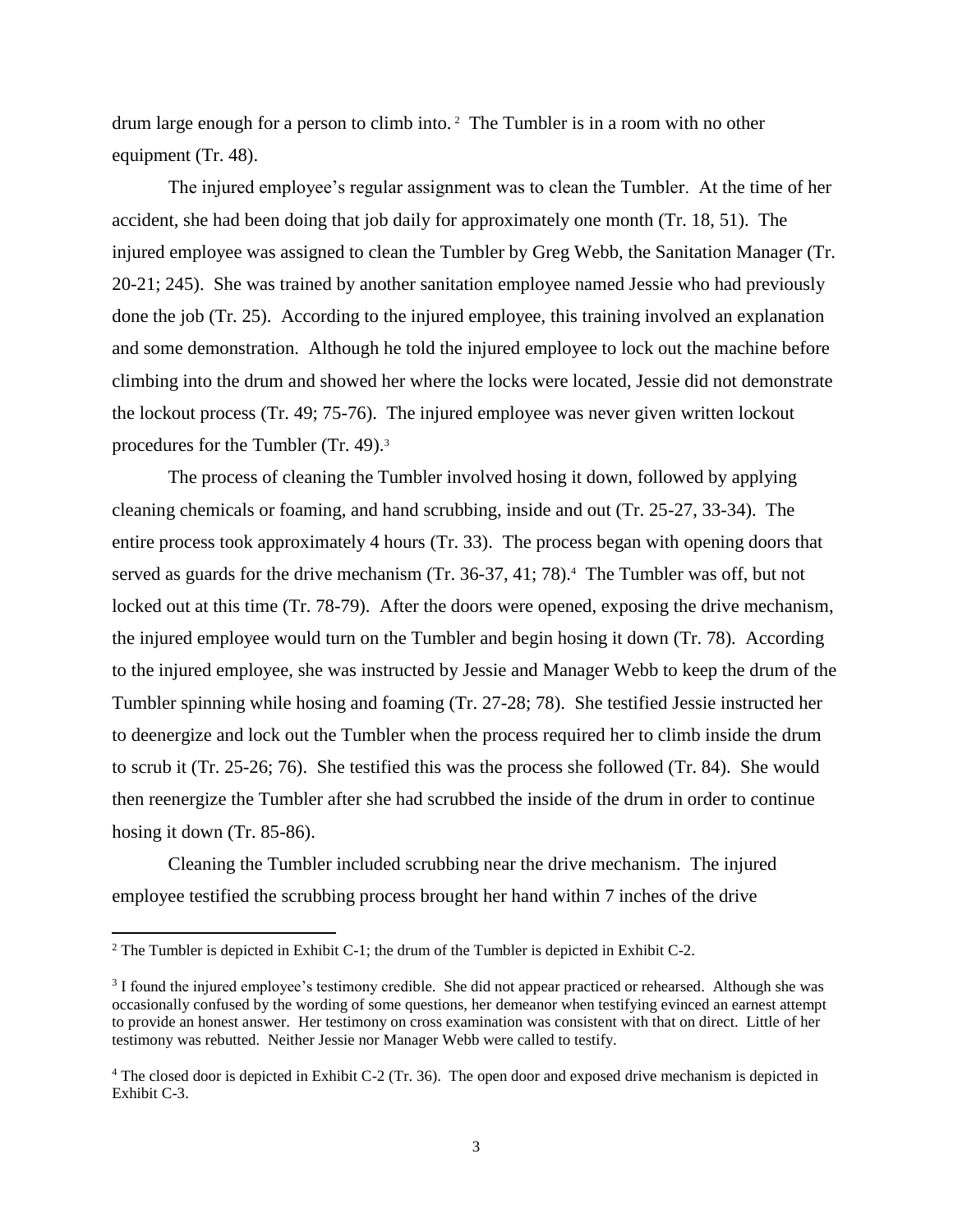drum large enough for a person to climb into.[2] The Tumbler is in a room with no other equipment (Tr. 48).

The injured employee's regular assignment was to clean the Tumbler. At the time of her accident, she had been doing that job daily for approximately one month (Tr. 18, 51). The injured employee was assigned to clean the Tumbler by Greg Webb, the Sanitation Manager (Tr. 20-21; 245). She was trained by another sanitation employee named Jessie who had previously done the job (Tr. 25). According to the injured employee, this training involved an explanation and some demonstration. Although he told the injured employee to lock out the machine before climbing into the drum and showed her where the locks were located, Jessie did not demonstrate the lockout process (Tr. 49; 75-76). The injured employee was never given written lockout procedures for the Tumbler (Tr. 49).[3]

The process of cleaning the Tumbler involved hosing it down, followed by applying cleaning chemicals or foaming, and hand scrubbing, inside and out (Tr. 25-27, 33-34). The entire process took approximately 4 hours (Tr. 33). The process began with opening doors that served as guards for the drive mechanism (Tr. 36-37, 41; 78).[4] The Tumbler was off, but not locked out at this time (Tr. 78-79). After the doors were opened, exposing the drive mechanism, the injured employee would turn on the Tumbler and begin hosing it down (Tr. 78). According to the injured employee, she was instructed by Jessie and Manager Webb to keep the drum of the Tumbler spinning while hosing and foaming (Tr. 27-28; 78). She testified Jessie instructed her to deenergize and lock out the Tumbler when the process required her to climb inside the drum to scrub it (Tr. 25-26; 76). She testified this was the process she followed (Tr. 84). She would then reenergize the Tumbler after she had scrubbed the inside of the drum in order to continue hosing it down (Tr. 85-86).

Cleaning the Tumbler included scrubbing near the drive mechanism. The injured employee testified the scrubbing process brought her hand within 7 inches of the drive

---

[2] The Tumbler is depicted in Exhibit C-1; the drum of the Tumbler is depicted in Exhibit C-2.

[3] I found the injured employee's testimony credible. She did not appear practiced or rehearsed. Although she was occasionally confused by the wording of some questions, her demeanor when testifying evinced an earnest attempt to provide an honest answer. Her testimony on cross examination was consistent with that on direct. Little of her testimony was rebutted. Neither Jessie nor Manager Webb were called to testify.

[4] The closed door is depicted in Exhibit C-2 (Tr. 36). The open door and exposed drive mechanism is depicted in Exhibit C-3.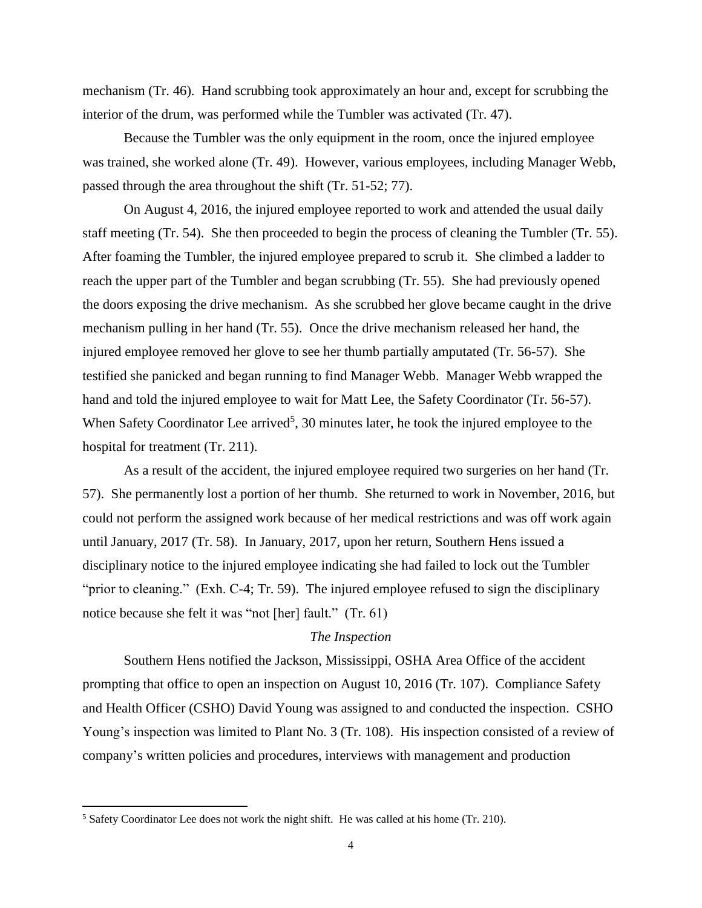mechanism (Tr. 46). Hand scrubbing took approximately an hour and, except for scrubbing the interior of the drum, was performed while the Tumbler was activated (Tr. 47).

Because the Tumbler was the only equipment in the room, once the injured employee was trained, she worked alone (Tr. 49). However, various employees, including Manager Webb, passed through the area throughout the shift (Tr. 51-52; 77).

On August 4, 2016, the injured employee reported to work and attended the usual daily staff meeting (Tr. 54). She then proceeded to begin the process of cleaning the Tumbler (Tr. 55). After foaming the Tumbler, the injured employee prepared to scrub it. She climbed a ladder to reach the upper part of the Tumbler and began scrubbing (Tr. 55). She had previously opened the doors exposing the drive mechanism. As she scrubbed her glove became caught in the drive mechanism pulling in her hand (Tr. 55). Once the drive mechanism released her hand, the injured employee removed her glove to see her thumb partially amputated (Tr. 56-57). She testified she panicked and began running to find Manager Webb. Manager Webb wrapped the hand and told the injured employee to wait for Matt Lee, the Safety Coordinator (Tr. 56-57). When Safety Coordinator Lee arrived[5], 30 minutes later, he took the injured employee to the hospital for treatment (Tr. 211).

As a result of the accident, the injured employee required two surgeries on her hand (Tr. 57). She permanently lost a portion of her thumb. She returned to work in November, 2016, but could not perform the assigned work because of her medical restrictions and was off work again until January, 2017 (Tr. 58). In January, 2017, upon her return, Southern Hens issued a disciplinary notice to the injured employee indicating she had failed to lock out the Tumbler "prior to cleaning." (Exh. C-4; Tr. 59). The injured employee refused to sign the disciplinary notice because she felt it was "not [her] fault." (Tr. 61)

*The Inspection*

Southern Hens notified the Jackson, Mississippi, OSHA Area Office of the accident prompting that office to open an inspection on August 10, 2016 (Tr. 107). Compliance Safety and Health Officer (CSHO) David Young was assigned to and conducted the inspection. CSHO Young's inspection was limited to Plant No. 3 (Tr. 108). His inspection consisted of a review of company's written policies and procedures, interviews with management and production

---

[5] Safety Coordinator Lee does not work the night shift. He was called at his home (Tr. 210).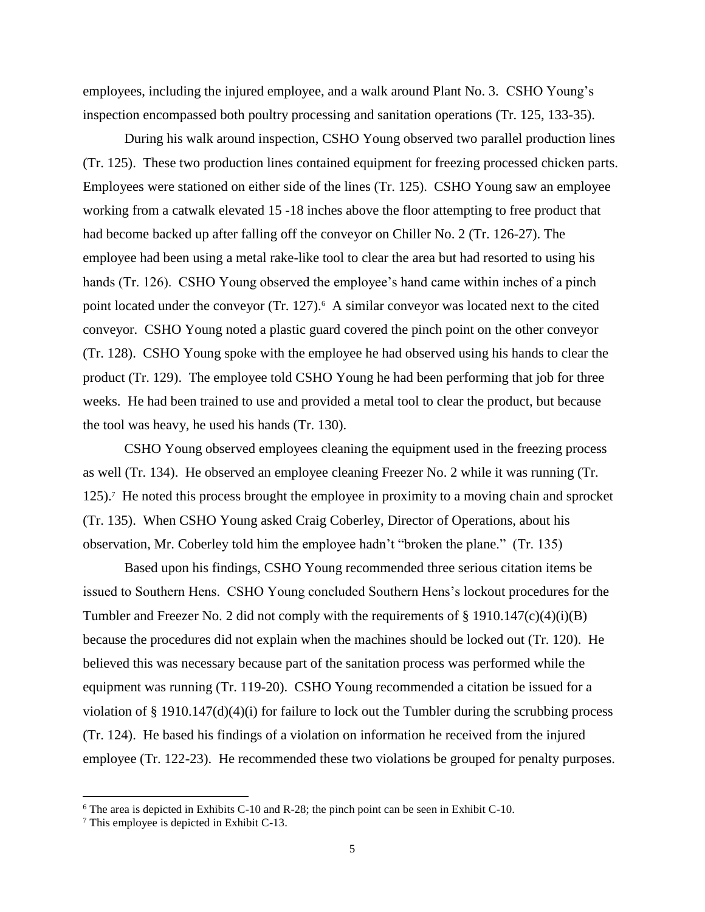employees, including the injured employee, and a walk around Plant No. 3. CSHO Young's inspection encompassed both poultry processing and sanitation operations (Tr. 125, 133-35).

During his walk around inspection, CSHO Young observed two parallel production lines (Tr. 125). These two production lines contained equipment for freezing processed chicken parts. Employees were stationed on either side of the lines (Tr. 125). CSHO Young saw an employee working from a catwalk elevated 15 -18 inches above the floor attempting to free product that had become backed up after falling off the conveyor on Chiller No. 2 (Tr. 126-27). The employee had been using a metal rake-like tool to clear the area but had resorted to using his hands (Tr. 126). CSHO Young observed the employee's hand came within inches of a pinch point located under the conveyor (Tr. 127).[6] A similar conveyor was located next to the cited conveyor. CSHO Young noted a plastic guard covered the pinch point on the other conveyor (Tr. 128). CSHO Young spoke with the employee he had observed using his hands to clear the product (Tr. 129). The employee told CSHO Young he had been performing that job for three weeks. He had been trained to use and provided a metal tool to clear the product, but because the tool was heavy, he used his hands (Tr. 130).

CSHO Young observed employees cleaning the equipment used in the freezing process as well (Tr. 134). He observed an employee cleaning Freezer No. 2 while it was running (Tr. 125).[7] He noted this process brought the employee in proximity to a moving chain and sprocket (Tr. 135). When CSHO Young asked Craig Coberley, Director of Operations, about his observation, Mr. Coberley told him the employee hadn't "broken the plane." (Tr. 135)

Based upon his findings, CSHO Young recommended three serious citation items be issued to Southern Hens. CSHO Young concluded Southern Hens's lockout procedures for the Tumbler and Freezer No. 2 did not comply with the requirements of § 1910.147(c)(4)(i)(B) because the procedures did not explain when the machines should be locked out (Tr. 120). He believed this was necessary because part of the sanitation process was performed while the equipment was running (Tr. 119-20). CSHO Young recommended a citation be issued for a violation of § 1910.147(d)(4)(i) for failure to lock out the Tumbler during the scrubbing process (Tr. 124). He based his findings of a violation on information he received from the injured employee (Tr. 122-23). He recommended these two violations be grouped for penalty purposes.

---

[6] The area is depicted in Exhibits C-10 and R-28; the pinch point can be seen in Exhibit C-10.

[7] This employee is depicted in Exhibit C-13.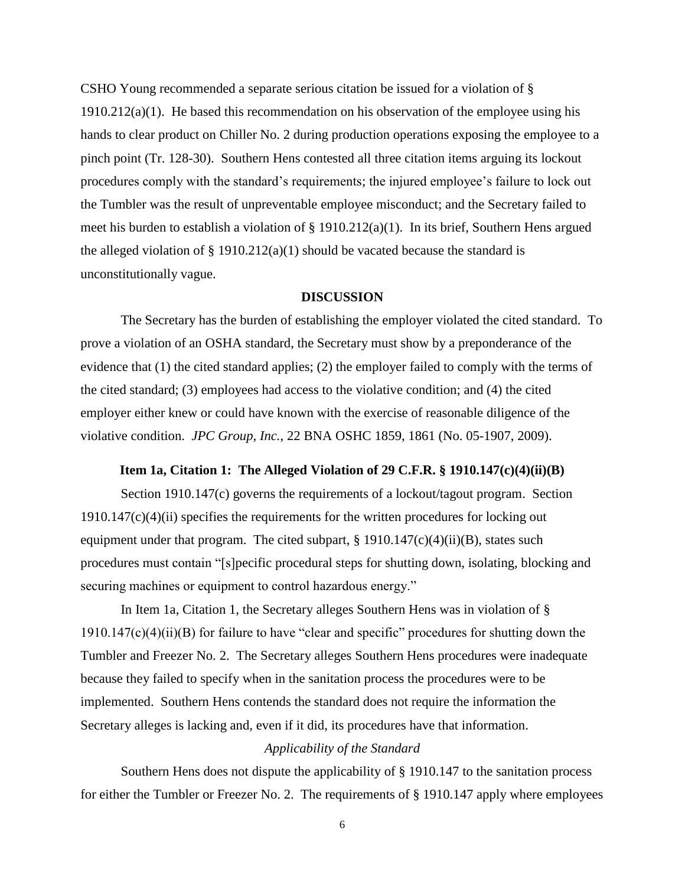CSHO Young recommended a separate serious citation be issued for a violation of § 1910.212(a)(1). He based this recommendation on his observation of the employee using his hands to clear product on Chiller No. 2 during production operations exposing the employee to a pinch point (Tr. 128-30). Southern Hens contested all three citation items arguing its lockout procedures comply with the standard's requirements; the injured employee's failure to lock out the Tumbler was the result of unpreventable employee misconduct; and the Secretary failed to meet his burden to establish a violation of § 1910.212(a)(1). In its brief, Southern Hens argued the alleged violation of § 1910.212(a)(1) should be vacated because the standard is unconstitutionally vague.

## DISCUSSION

The Secretary has the burden of establishing the employer violated the cited standard. To prove a violation of an OSHA standard, the Secretary must show by a preponderance of the evidence that (1) the cited standard applies; (2) the employer failed to comply with the terms of the cited standard; (3) employees had access to the violative condition; and (4) the cited employer either knew or could have known with the exercise of reasonable diligence of the violative condition. *JPC Group, Inc.*, 22 BNA OSHC 1859, 1861 (No. 05-1907, 2009).

### Item 1a, Citation 1: The Alleged Violation of 29 C.F.R. § 1910.147(c)(4)(ii)(B)

Section 1910.147(c) governs the requirements of a lockout/tagout program. Section 1910.147(c)(4)(ii) specifies the requirements for the written procedures for locking out equipment under that program. The cited subpart, § 1910.147(c)(4)(ii)(B), states such procedures must contain "[s]pecific procedural steps for shutting down, isolating, blocking and securing machines or equipment to control hazardous energy."

In Item 1a, Citation 1, the Secretary alleges Southern Hens was in violation of § 1910.147(c)(4)(ii)(B) for failure to have "clear and specific" procedures for shutting down the Tumbler and Freezer No. 2. The Secretary alleges Southern Hens procedures were inadequate because they failed to specify when in the sanitation process the procedures were to be implemented. Southern Hens contends the standard does not require the information the Secretary alleges is lacking and, even if it did, its procedures have that information.

*Applicability of the Standard*

Southern Hens does not dispute the applicability of § 1910.147 to the sanitation process for either the Tumbler or Freezer No. 2. The requirements of § 1910.147 apply where employees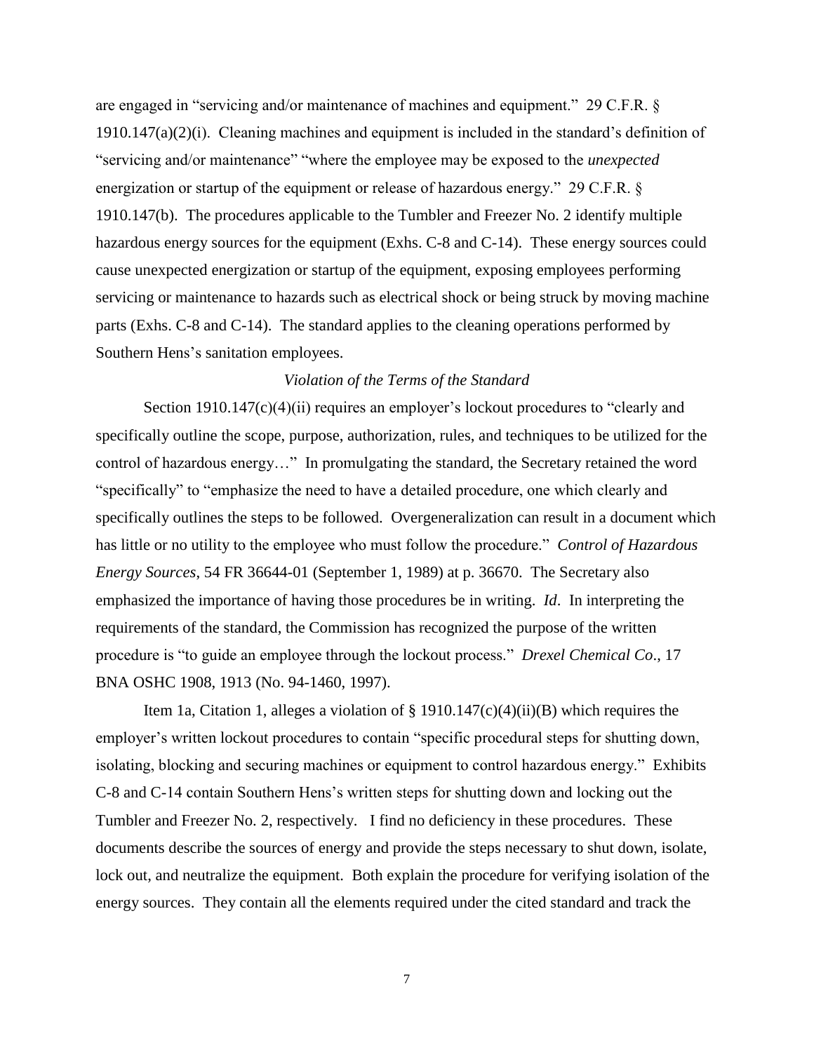are engaged in "servicing and/or maintenance of machines and equipment." 29 C.F.R. § 1910.147(a)(2)(i). Cleaning machines and equipment is included in the standard's definition of "servicing and/or maintenance" "where the employee may be exposed to the *unexpected* energization or startup of the equipment or release of hazardous energy." 29 C.F.R. § 1910.147(b). The procedures applicable to the Tumbler and Freezer No. 2 identify multiple hazardous energy sources for the equipment (Exhs. C-8 and C-14). These energy sources could cause unexpected energization or startup of the equipment, exposing employees performing servicing or maintenance to hazards such as electrical shock or being struck by moving machine parts (Exhs. C-8 and C-14). The standard applies to the cleaning operations performed by Southern Hens's sanitation employees.

*Violation of the Terms of the Standard*

Section 1910.147(c)(4)(ii) requires an employer's lockout procedures to "clearly and specifically outline the scope, purpose, authorization, rules, and techniques to be utilized for the control of hazardous energy…" In promulgating the standard, the Secretary retained the word "specifically" to "emphasize the need to have a detailed procedure, one which clearly and specifically outlines the steps to be followed. Overgeneralization can result in a document which has little or no utility to the employee who must follow the procedure." *Control of Hazardous Energy Sources*, 54 FR 36644-01 (September 1, 1989) at p. 36670. The Secretary also emphasized the importance of having those procedures be in writing. *Id*. In interpreting the requirements of the standard, the Commission has recognized the purpose of the written procedure is "to guide an employee through the lockout process." *Drexel Chemical Co*., 17 BNA OSHC 1908, 1913 (No. 94-1460, 1997).

Item 1a, Citation 1, alleges a violation of § 1910.147(c)(4)(ii)(B) which requires the employer's written lockout procedures to contain "specific procedural steps for shutting down, isolating, blocking and securing machines or equipment to control hazardous energy." Exhibits C-8 and C-14 contain Southern Hens's written steps for shutting down and locking out the Tumbler and Freezer No. 2, respectively. I find no deficiency in these procedures. These documents describe the sources of energy and provide the steps necessary to shut down, isolate, lock out, and neutralize the equipment. Both explain the procedure for verifying isolation of the energy sources. They contain all the elements required under the cited standard and track the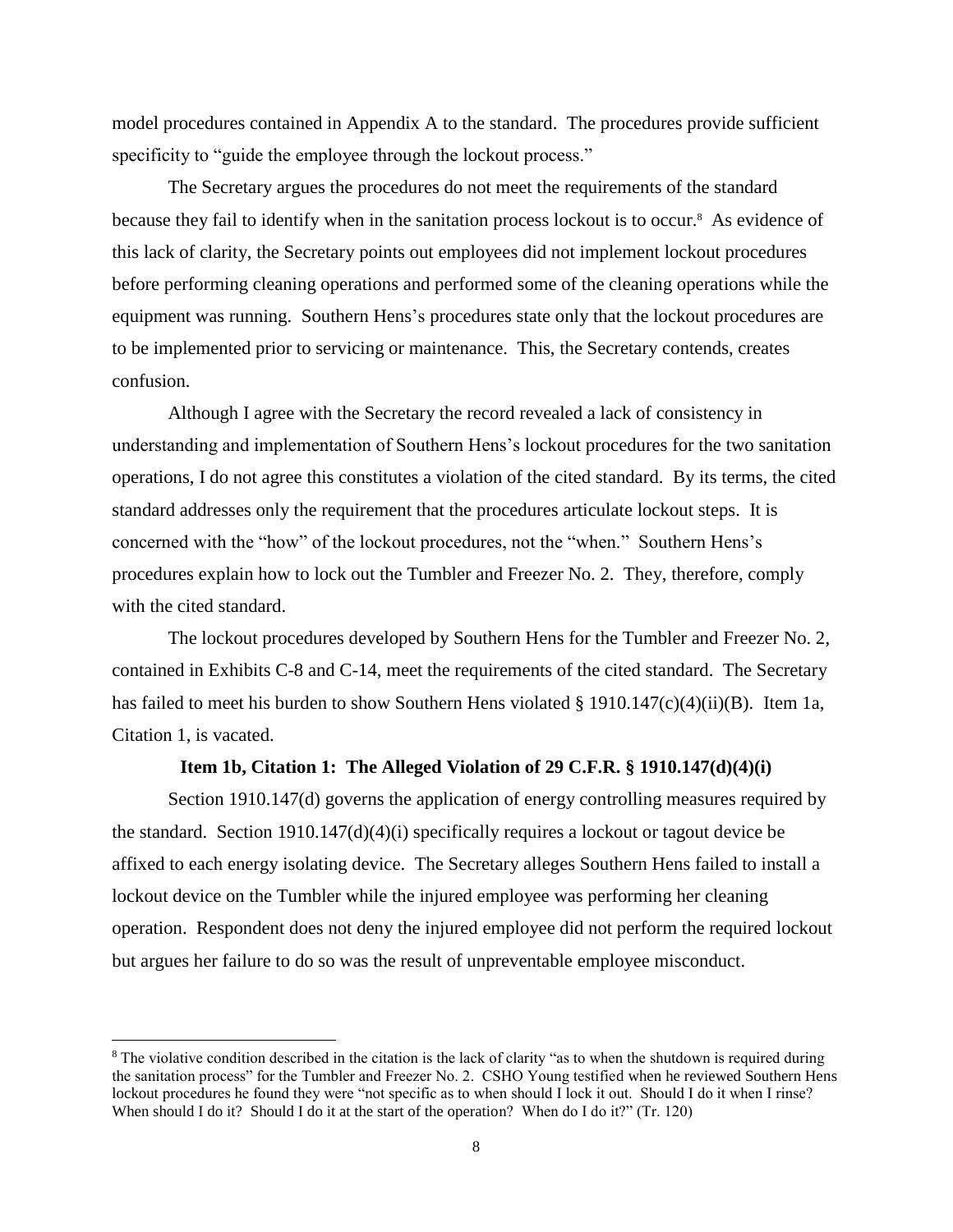model procedures contained in Appendix A to the standard. The procedures provide sufficient specificity to "guide the employee through the lockout process."

The Secretary argues the procedures do not meet the requirements of the standard because they fail to identify when in the sanitation process lockout is to occur.[8] As evidence of this lack of clarity, the Secretary points out employees did not implement lockout procedures before performing cleaning operations and performed some of the cleaning operations while the equipment was running. Southern Hens's procedures state only that the lockout procedures are to be implemented prior to servicing or maintenance. This, the Secretary contends, creates confusion.

Although I agree with the Secretary the record revealed a lack of consistency in understanding and implementation of Southern Hens's lockout procedures for the two sanitation operations, I do not agree this constitutes a violation of the cited standard. By its terms, the cited standard addresses only the requirement that the procedures articulate lockout steps. It is concerned with the "how" of the lockout procedures, not the "when." Southern Hens's procedures explain how to lock out the Tumbler and Freezer No. 2. They, therefore, comply with the cited standard.

The lockout procedures developed by Southern Hens for the Tumbler and Freezer No. 2, contained in Exhibits C-8 and C-14, meet the requirements of the cited standard. The Secretary has failed to meet his burden to show Southern Hens violated § 1910.147(c)(4)(ii)(B). Item 1a, Citation 1, is vacated.

**Item 1b, Citation 1: The Alleged Violation of 29 C.F.R. § 1910.147(d)(4)(i)**

Section 1910.147(d) governs the application of energy controlling measures required by the standard. Section 1910.147(d)(4)(i) specifically requires a lockout or tagout device be affixed to each energy isolating device. The Secretary alleges Southern Hens failed to install a lockout device on the Tumbler while the injured employee was performing her cleaning operation. Respondent does not deny the injured employee did not perform the required lockout but argues her failure to do so was the result of unpreventable employee misconduct.

[8] The violative condition described in the citation is the lack of clarity "as to when the shutdown is required during the sanitation process" for the Tumbler and Freezer No. 2. CSHO Young testified when he reviewed Southern Hens lockout procedures he found they were "not specific as to when should I lock it out. Should I do it when I rinse? When should I do it? Should I do it at the start of the operation? When do I do it?" (Tr. 120)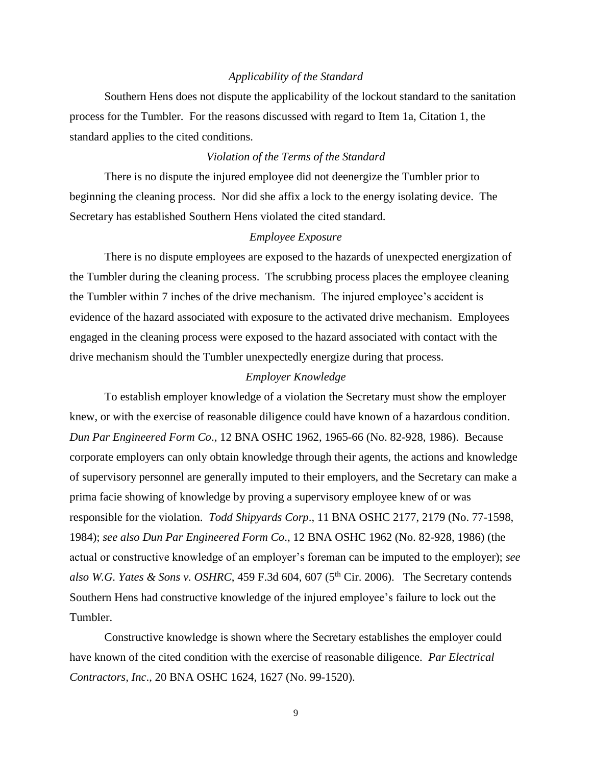*Applicability of the Standard*

Southern Hens does not dispute the applicability of the lockout standard to the sanitation process for the Tumbler. For the reasons discussed with regard to Item 1a, Citation 1, the standard applies to the cited conditions.

*Violation of the Terms of the Standard*

There is no dispute the injured employee did not deenergize the Tumbler prior to beginning the cleaning process. Nor did she affix a lock to the energy isolating device. The Secretary has established Southern Hens violated the cited standard.

*Employee Exposure*

There is no dispute employees are exposed to the hazards of unexpected energization of the Tumbler during the cleaning process. The scrubbing process places the employee cleaning the Tumbler within 7 inches of the drive mechanism. The injured employee's accident is evidence of the hazard associated with exposure to the activated drive mechanism. Employees engaged in the cleaning process were exposed to the hazard associated with contact with the drive mechanism should the Tumbler unexpectedly energize during that process.

*Employer Knowledge*

To establish employer knowledge of a violation the Secretary must show the employer knew, or with the exercise of reasonable diligence could have known of a hazardous condition. *Dun Par Engineered Form Co*., 12 BNA OSHC 1962, 1965-66 (No. 82-928, 1986). Because corporate employers can only obtain knowledge through their agents, the actions and knowledge of supervisory personnel are generally imputed to their employers, and the Secretary can make a prima facie showing of knowledge by proving a supervisory employee knew of or was responsible for the violation. *Todd Shipyards Corp*., 11 BNA OSHC 2177, 2179 (No. 77-1598, 1984); *see also Dun Par Engineered Form Co*., 12 BNA OSHC 1962 (No. 82-928, 1986) (the actual or constructive knowledge of an employer's foreman can be imputed to the employer); *see also W.G. Yates & Sons v. OSHRC*, 459 F.3d 604, 607 (5th Cir. 2006). The Secretary contends Southern Hens had constructive knowledge of the injured employee's failure to lock out the Tumbler.

Constructive knowledge is shown where the Secretary establishes the employer could have known of the cited condition with the exercise of reasonable diligence. *Par Electrical Contractors, Inc*., 20 BNA OSHC 1624, 1627 (No. 99-1520).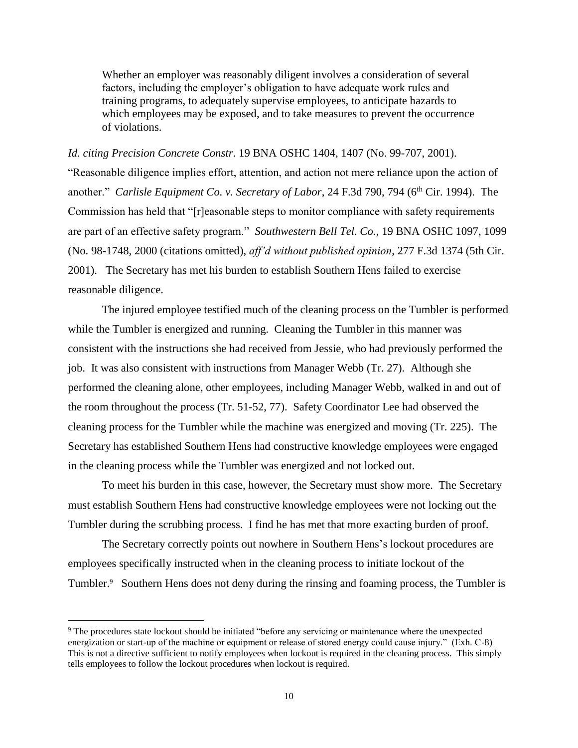> Whether an employer was reasonably diligent involves a consideration of several factors, including the employer's obligation to have adequate work rules and training programs, to adequately supervise employees, to anticipate hazards to which employees may be exposed, and to take measures to prevent the occurrence of violations.

*Id. citing Precision Concrete Constr*. 19 BNA OSHC 1404, 1407 (No. 99-707, 2001). "Reasonable diligence implies effort, attention, and action not mere reliance upon the action of another." *Carlisle Equipment Co. v. Secretary of Labor*, 24 F.3d 790, 794 (6th Cir. 1994). The Commission has held that "[r]easonable steps to monitor compliance with safety requirements are part of an effective safety program." *Southwestern Bell Tel. Co.*, 19 BNA OSHC 1097, 1099 (No. 98-1748, 2000 (citations omitted), *aff'd without published opinion*, 277 F.3d 1374 (5th Cir. 2001). The Secretary has met his burden to establish Southern Hens failed to exercise reasonable diligence.

The injured employee testified much of the cleaning process on the Tumbler is performed while the Tumbler is energized and running. Cleaning the Tumbler in this manner was consistent with the instructions she had received from Jessie, who had previously performed the job. It was also consistent with instructions from Manager Webb (Tr. 27). Although she performed the cleaning alone, other employees, including Manager Webb, walked in and out of the room throughout the process (Tr. 51-52, 77). Safety Coordinator Lee had observed the cleaning process for the Tumbler while the machine was energized and moving (Tr. 225). The Secretary has established Southern Hens had constructive knowledge employees were engaged in the cleaning process while the Tumbler was energized and not locked out.

To meet his burden in this case, however, the Secretary must show more. The Secretary must establish Southern Hens had constructive knowledge employees were not locking out the Tumbler during the scrubbing process. I find he has met that more exacting burden of proof.

The Secretary correctly points out nowhere in Southern Hens's lockout procedures are employees specifically instructed when in the cleaning process to initiate lockout of the Tumbler.[9] Southern Hens does not deny during the rinsing and foaming process, the Tumbler is

[9] The procedures state lockout should be initiated "before any servicing or maintenance where the unexpected energization or start-up of the machine or equipment or release of stored energy could cause injury." (Exh. C-8) This is not a directive sufficient to notify employees when lockout is required in the cleaning process. This simply tells employees to follow the lockout procedures when lockout is required.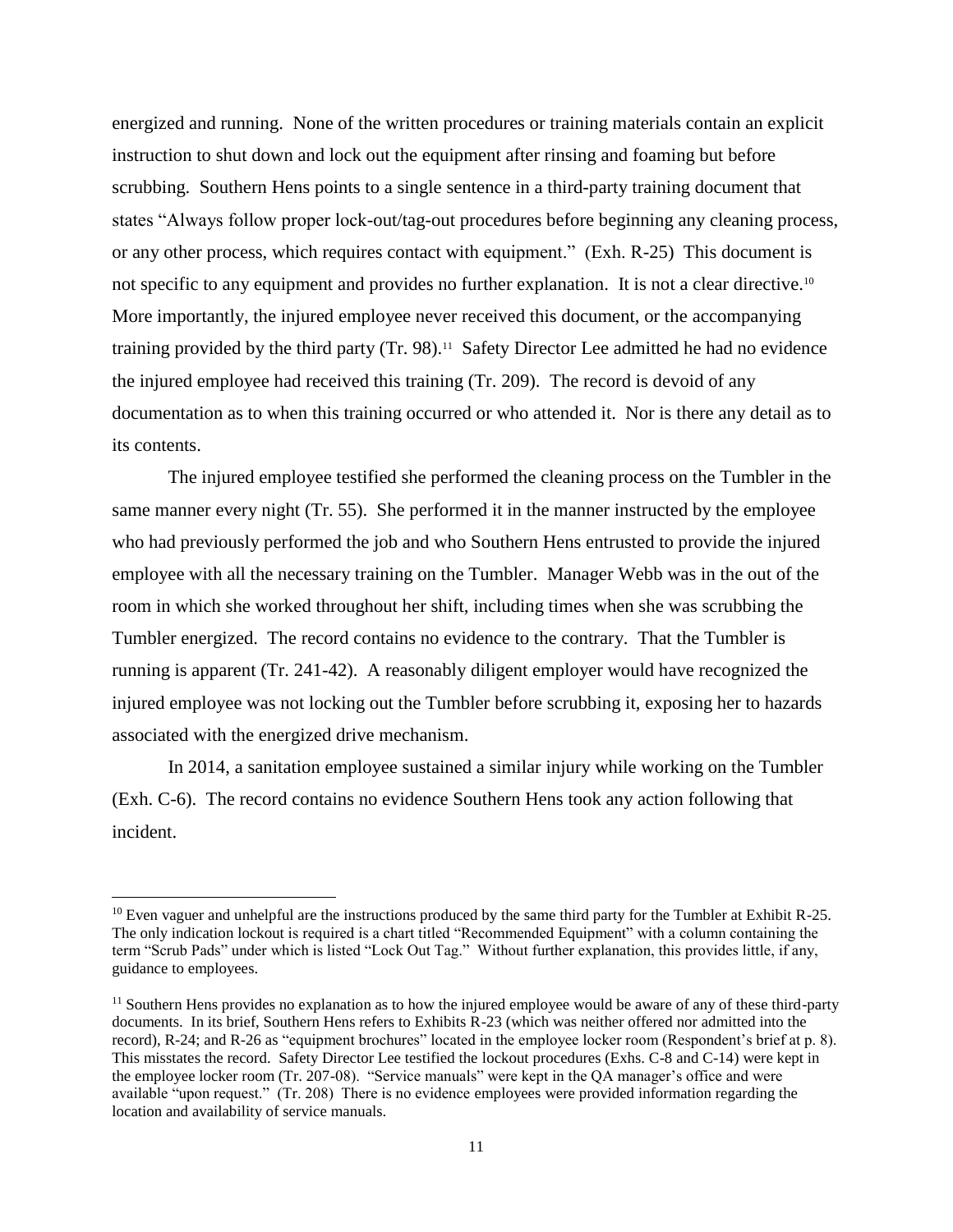energized and running. None of the written procedures or training materials contain an explicit instruction to shut down and lock out the equipment after rinsing and foaming but before scrubbing. Southern Hens points to a single sentence in a third-party training document that states "Always follow proper lock-out/tag-out procedures before beginning any cleaning process, or any other process, which requires contact with equipment." (Exh. R-25) This document is not specific to any equipment and provides no further explanation. It is not a clear directive.[10] More importantly, the injured employee never received this document, or the accompanying training provided by the third party (Tr. 98).[11] Safety Director Lee admitted he had no evidence the injured employee had received this training (Tr. 209). The record is devoid of any documentation as to when this training occurred or who attended it. Nor is there any detail as to its contents.

The injured employee testified she performed the cleaning process on the Tumbler in the same manner every night (Tr. 55). She performed it in the manner instructed by the employee who had previously performed the job and who Southern Hens entrusted to provide the injured employee with all the necessary training on the Tumbler. Manager Webb was in the out of the room in which she worked throughout her shift, including times when she was scrubbing the Tumbler energized. The record contains no evidence to the contrary. That the Tumbler is running is apparent (Tr. 241-42). A reasonably diligent employer would have recognized the injured employee was not locking out the Tumbler before scrubbing it, exposing her to hazards associated with the energized drive mechanism.

In 2014, a sanitation employee sustained a similar injury while working on the Tumbler (Exh. C-6). The record contains no evidence Southern Hens took any action following that incident.

---

[10] Even vaguer and unhelpful are the instructions produced by the same third party for the Tumbler at Exhibit R-25. The only indication lockout is required is a chart titled "Recommended Equipment" with a column containing the term "Scrub Pads" under which is listed "Lock Out Tag." Without further explanation, this provides little, if any, guidance to employees.

[11] Southern Hens provides no explanation as to how the injured employee would be aware of any of these third-party documents. In its brief, Southern Hens refers to Exhibits R-23 (which was neither offered nor admitted into the record), R-24; and R-26 as "equipment brochures" located in the employee locker room (Respondent's brief at p. 8). This misstates the record. Safety Director Lee testified the lockout procedures (Exhs. C-8 and C-14) were kept in the employee locker room (Tr. 207-08). "Service manuals" were kept in the QA manager's office and were available "upon request." (Tr. 208) There is no evidence employees were provided information regarding the location and availability of service manuals.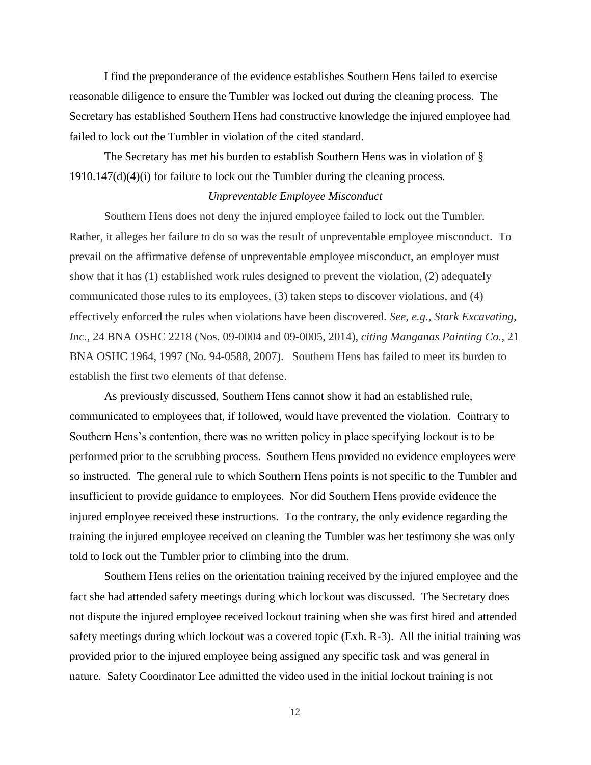I find the preponderance of the evidence establishes Southern Hens failed to exercise reasonable diligence to ensure the Tumbler was locked out during the cleaning process. The Secretary has established Southern Hens had constructive knowledge the injured employee had failed to lock out the Tumbler in violation of the cited standard.

The Secretary has met his burden to establish Southern Hens was in violation of § 1910.147(d)(4)(i) for failure to lock out the Tumbler during the cleaning process.

*Unpreventable Employee Misconduct*

Southern Hens does not deny the injured employee failed to lock out the Tumbler. Rather, it alleges her failure to do so was the result of unpreventable employee misconduct. To prevail on the affirmative defense of unpreventable employee misconduct, an employer must show that it has (1) established work rules designed to prevent the violation, (2) adequately communicated those rules to its employees, (3) taken steps to discover violations, and (4) effectively enforced the rules when violations have been discovered. *See, e.g., Stark Excavating, Inc.*, 24 BNA OSHC 2218 (Nos. 09-0004 and 09-0005, 2014), *citing Manganas Painting Co.*, 21 BNA OSHC 1964, 1997 (No. 94-0588, 2007). Southern Hens has failed to meet its burden to establish the first two elements of that defense.

As previously discussed, Southern Hens cannot show it had an established rule, communicated to employees that, if followed, would have prevented the violation. Contrary to Southern Hens's contention, there was no written policy in place specifying lockout is to be performed prior to the scrubbing process. Southern Hens provided no evidence employees were so instructed. The general rule to which Southern Hens points is not specific to the Tumbler and insufficient to provide guidance to employees. Nor did Southern Hens provide evidence the injured employee received these instructions. To the contrary, the only evidence regarding the training the injured employee received on cleaning the Tumbler was her testimony she was only told to lock out the Tumbler prior to climbing into the drum.

Southern Hens relies on the orientation training received by the injured employee and the fact she had attended safety meetings during which lockout was discussed. The Secretary does not dispute the injured employee received lockout training when she was first hired and attended safety meetings during which lockout was a covered topic (Exh. R-3). All the initial training was provided prior to the injured employee being assigned any specific task and was general in nature. Safety Coordinator Lee admitted the video used in the initial lockout training is not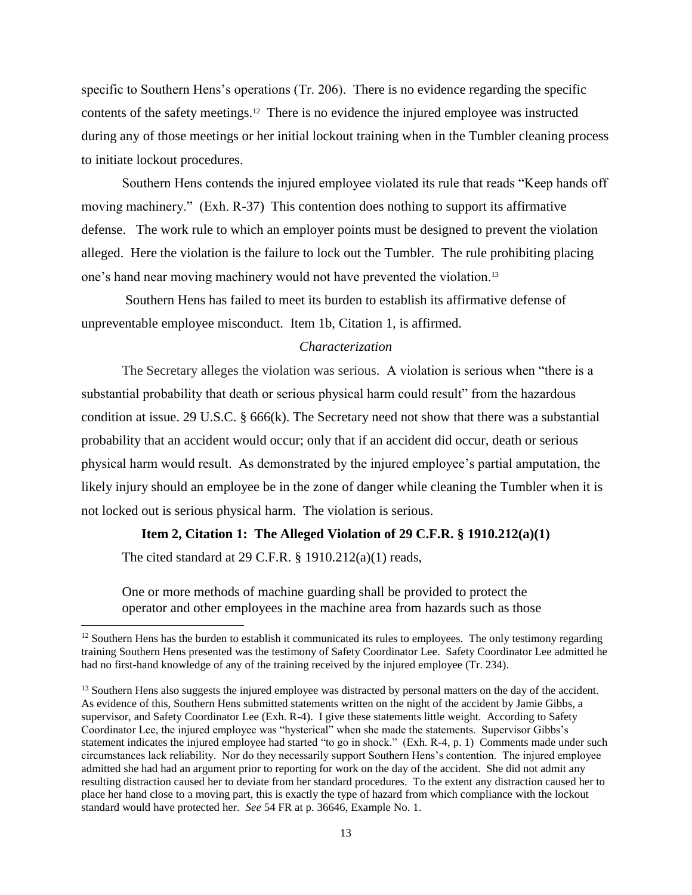specific to Southern Hens's operations (Tr. 206). There is no evidence regarding the specific contents of the safety meetings.[12] There is no evidence the injured employee was instructed during any of those meetings or her initial lockout training when in the Tumbler cleaning process to initiate lockout procedures.

Southern Hens contends the injured employee violated its rule that reads "Keep hands off moving machinery." (Exh. R-37) This contention does nothing to support its affirmative defense. The work rule to which an employer points must be designed to prevent the violation alleged. Here the violation is the failure to lock out the Tumbler. The rule prohibiting placing one's hand near moving machinery would not have prevented the violation.[13]

Southern Hens has failed to meet its burden to establish its affirmative defense of unpreventable employee misconduct. Item 1b, Citation 1, is affirmed.

*Characterization*

The Secretary alleges the violation was serious. A violation is serious when "there is a substantial probability that death or serious physical harm could result" from the hazardous condition at issue. 29 U.S.C. § 666(k). The Secretary need not show that there was a substantial probability that an accident would occur; only that if an accident did occur, death or serious physical harm would result. As demonstrated by the injured employee's partial amputation, the likely injury should an employee be in the zone of danger while cleaning the Tumbler when it is not locked out is serious physical harm. The violation is serious.

**Item 2, Citation 1: The Alleged Violation of 29 C.F.R. § 1910.212(a)(1)**

The cited standard at 29 C.F.R. § 1910.212(a)(1) reads,

> One or more methods of machine guarding shall be provided to protect the operator and other employees in the machine area from hazards such as those

---

[12] Southern Hens has the burden to establish it communicated its rules to employees. The only testimony regarding training Southern Hens presented was the testimony of Safety Coordinator Lee. Safety Coordinator Lee admitted he had no first-hand knowledge of any of the training received by the injured employee (Tr. 234).

[13] Southern Hens also suggests the injured employee was distracted by personal matters on the day of the accident. As evidence of this, Southern Hens submitted statements written on the night of the accident by Jamie Gibbs, a supervisor, and Safety Coordinator Lee (Exh. R-4). I give these statements little weight. According to Safety Coordinator Lee, the injured employee was "hysterical" when she made the statements. Supervisor Gibbs's statement indicates the injured employee had started "to go in shock." (Exh. R-4, p. 1) Comments made under such circumstances lack reliability. Nor do they necessarily support Southern Hens's contention. The injured employee admitted she had had an argument prior to reporting for work on the day of the accident. She did not admit any resulting distraction caused her to deviate from her standard procedures. To the extent any distraction caused her to place her hand close to a moving part, this is exactly the type of hazard from which compliance with the lockout standard would have protected her. *See* 54 FR at p. 36646, Example No. 1.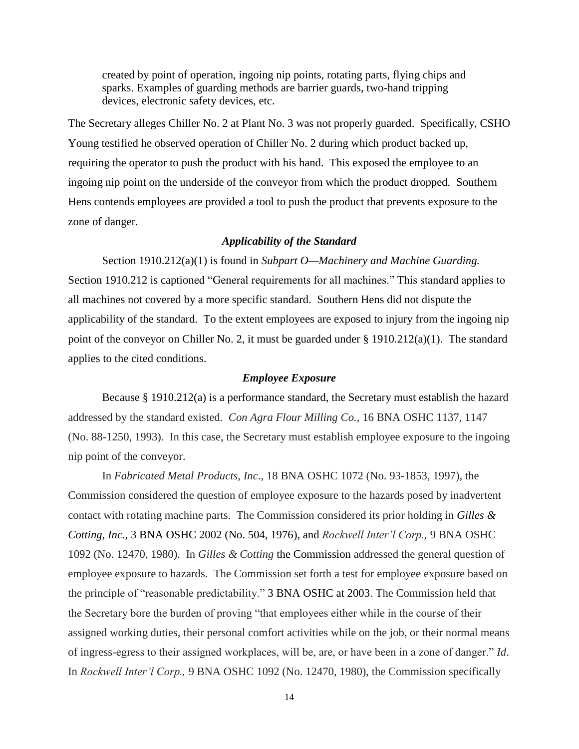> created by point of operation, ingoing nip points, rotating parts, flying chips and sparks. Examples of guarding methods are barrier guards, two-hand tripping devices, electronic safety devices, etc.

The Secretary alleges Chiller No. 2 at Plant No. 3 was not properly guarded. Specifically, CSHO Young testified he observed operation of Chiller No. 2 during which product backed up, requiring the operator to push the product with his hand. This exposed the employee to an ingoing nip point on the underside of the conveyor from which the product dropped. Southern Hens contends employees are provided a tool to push the product that prevents exposure to the zone of danger.

### *Applicability of the Standard*

Section 1910.212(a)(1) is found in *Subpart O—Machinery and Machine Guarding.* Section 1910.212 is captioned "General requirements for all machines." This standard applies to all machines not covered by a more specific standard. Southern Hens did not dispute the applicability of the standard. To the extent employees are exposed to injury from the ingoing nip point of the conveyor on Chiller No. 2, it must be guarded under § 1910.212(a)(1). The standard applies to the cited conditions.

### *Employee Exposure*

Because § 1910.212(a) is a performance standard, the Secretary must establish the hazard addressed by the standard existed. *Con Agra Flour Milling Co.*, 16 BNA OSHC 1137, 1147 (No. 88-1250, 1993). In this case, the Secretary must establish employee exposure to the ingoing nip point of the conveyor.

In *Fabricated Metal Products, Inc*., 18 BNA OSHC 1072 (No. 93-1853, 1997), the Commission considered the question of employee exposure to the hazards posed by inadvertent contact with rotating machine parts. The Commission considered its prior holding in *Gilles & Cotting, Inc.*, 3 BNA OSHC 2002 (No. 504, 1976), and *Rockwell Inter'l Corp.,* 9 BNA OSHC 1092 (No. 12470, 1980). In *Gilles & Cotting* the Commission addressed the general question of employee exposure to hazards. The Commission set forth a test for employee exposure based on the principle of "reasonable predictability." 3 BNA OSHC at 2003. The Commission held that the Secretary bore the burden of proving "that employees either while in the course of their assigned working duties, their personal comfort activities while on the job, or their normal means of ingress-egress to their assigned workplaces, will be, are, or have been in a zone of danger." *Id*. In *Rockwell Inter'l Corp.,* 9 BNA OSHC 1092 (No. 12470, 1980), the Commission specifically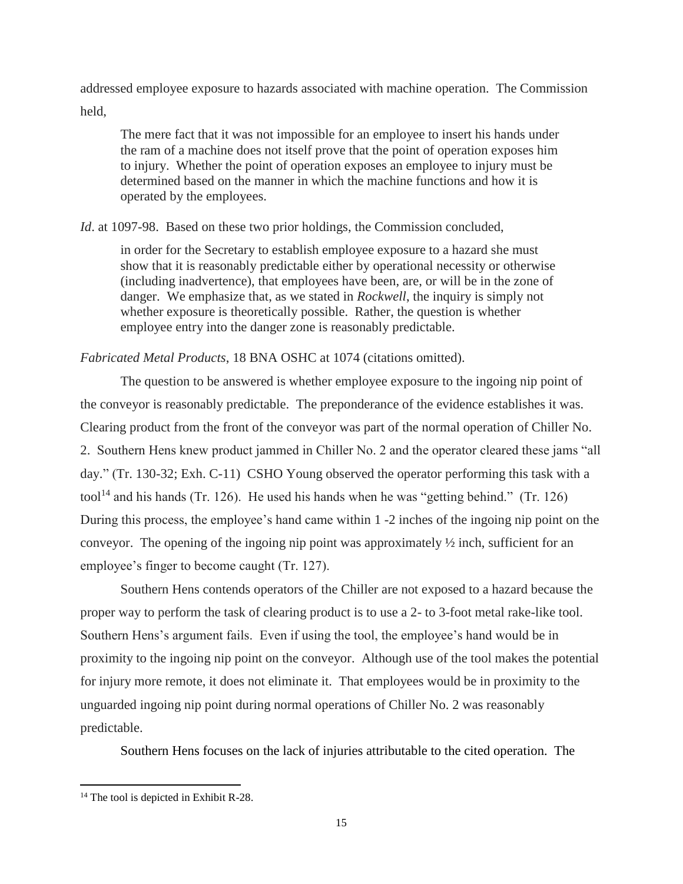addressed employee exposure to hazards associated with machine operation. The Commission held,

> The mere fact that it was not impossible for an employee to insert his hands under the ram of a machine does not itself prove that the point of operation exposes him to injury. Whether the point of operation exposes an employee to injury must be determined based on the manner in which the machine functions and how it is operated by the employees.

*Id*. at 1097-98. Based on these two prior holdings, the Commission concluded,

> in order for the Secretary to establish employee exposure to a hazard she must show that it is reasonably predictable either by operational necessity or otherwise (including inadvertence), that employees have been, are, or will be in the zone of danger. We emphasize that, as we stated in *Rockwell*, the inquiry is simply not whether exposure is theoretically possible. Rather, the question is whether employee entry into the danger zone is reasonably predictable.

*Fabricated Metal Products*, 18 BNA OSHC at 1074 (citations omitted).

The question to be answered is whether employee exposure to the ingoing nip point of the conveyor is reasonably predictable. The preponderance of the evidence establishes it was. Clearing product from the front of the conveyor was part of the normal operation of Chiller No. 2. Southern Hens knew product jammed in Chiller No. 2 and the operator cleared these jams "all day." (Tr. 130-32; Exh. C-11) CSHO Young observed the operator performing this task with a tool[14] and his hands (Tr. 126). He used his hands when he was "getting behind." (Tr. 126) During this process, the employee's hand came within 1 -2 inches of the ingoing nip point on the conveyor. The opening of the ingoing nip point was approximately ½ inch, sufficient for an employee's finger to become caught (Tr. 127).

Southern Hens contends operators of the Chiller are not exposed to a hazard because the proper way to perform the task of clearing product is to use a 2- to 3-foot metal rake-like tool. Southern Hens's argument fails. Even if using the tool, the employee's hand would be in proximity to the ingoing nip point on the conveyor. Although use of the tool makes the potential for injury more remote, it does not eliminate it. That employees would be in proximity to the unguarded ingoing nip point during normal operations of Chiller No. 2 was reasonably predictable.

Southern Hens focuses on the lack of injuries attributable to the cited operation. The

---

[14] The tool is depicted in Exhibit R-28.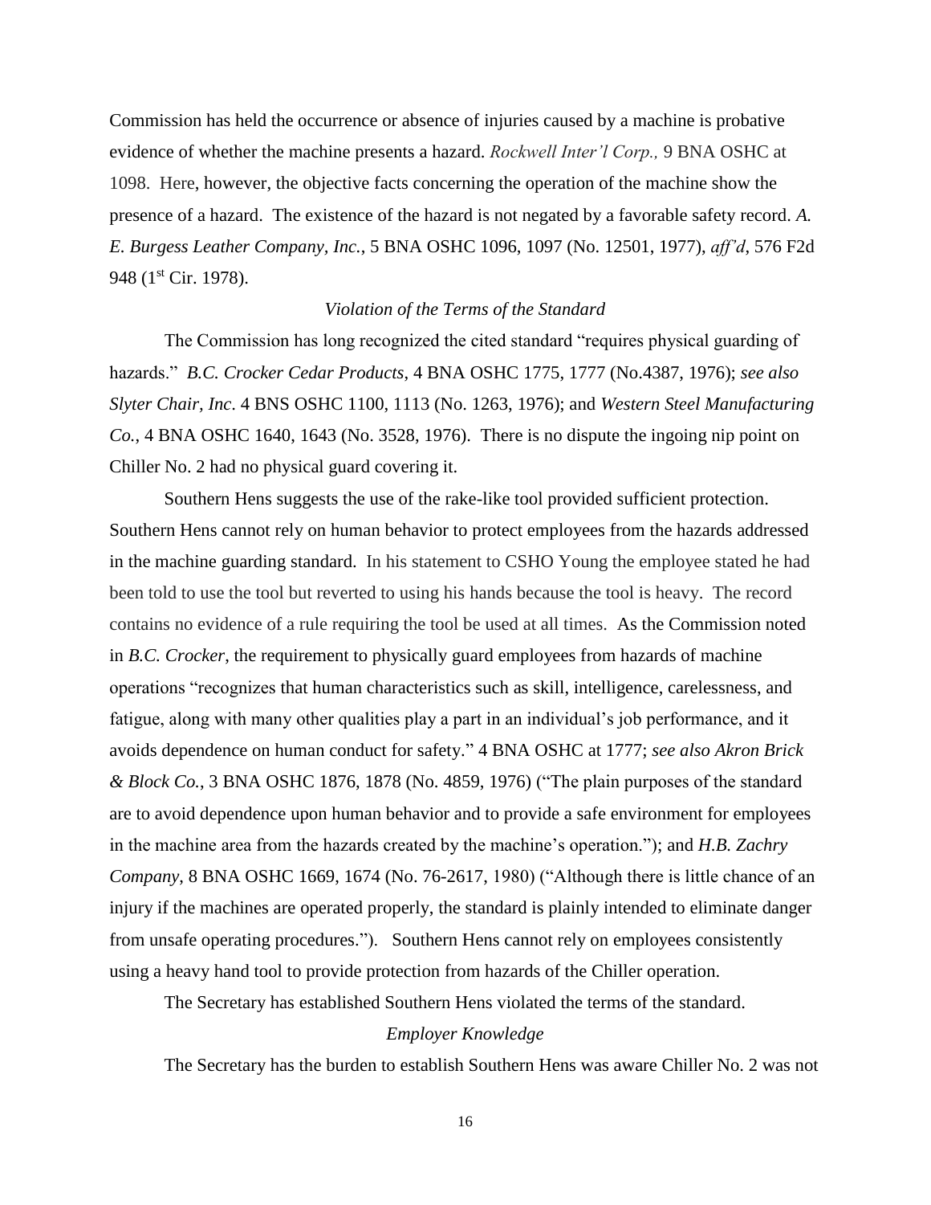Commission has held the occurrence or absence of injuries caused by a machine is probative evidence of whether the machine presents a hazard. *Rockwell Inter'l Corp.,* 9 BNA OSHC at 1098. Here, however, the objective facts concerning the operation of the machine show the presence of a hazard. The existence of the hazard is not negated by a favorable safety record. *A. E. Burgess Leather Company, Inc.*, 5 BNA OSHC 1096, 1097 (No. 12501, 1977), *aff'd*, 576 F2d 948 (1st Cir. 1978).

*Violation of the Terms of the Standard*

The Commission has long recognized the cited standard "requires physical guarding of hazards." *B.C. Crocker Cedar Products*, 4 BNA OSHC 1775, 1777 (No.4387, 1976); *see also Slyter Chair, Inc*. 4 BNS OSHC 1100, 1113 (No. 1263, 1976); and *Western Steel Manufacturing Co.*, 4 BNA OSHC 1640, 1643 (No. 3528, 1976). There is no dispute the ingoing nip point on Chiller No. 2 had no physical guard covering it.

Southern Hens suggests the use of the rake-like tool provided sufficient protection. Southern Hens cannot rely on human behavior to protect employees from the hazards addressed in the machine guarding standard. In his statement to CSHO Young the employee stated he had been told to use the tool but reverted to using his hands because the tool is heavy. The record contains no evidence of a rule requiring the tool be used at all times. As the Commission noted in *B.C. Crocker*, the requirement to physically guard employees from hazards of machine operations "recognizes that human characteristics such as skill, intelligence, carelessness, and fatigue, along with many other qualities play a part in an individual's job performance, and it avoids dependence on human conduct for safety." 4 BNA OSHC at 1777; *see also Akron Brick & Block Co.*, 3 BNA OSHC 1876, 1878 (No. 4859, 1976) ("The plain purposes of the standard are to avoid dependence upon human behavior and to provide a safe environment for employees in the machine area from the hazards created by the machine's operation."); and *H.B. Zachry Company*, 8 BNA OSHC 1669, 1674 (No. 76-2617, 1980) ("Although there is little chance of an injury if the machines are operated properly, the standard is plainly intended to eliminate danger from unsafe operating procedures."). Southern Hens cannot rely on employees consistently using a heavy hand tool to provide protection from hazards of the Chiller operation.

The Secretary has established Southern Hens violated the terms of the standard.

*Employer Knowledge*

The Secretary has the burden to establish Southern Hens was aware Chiller No. 2 was not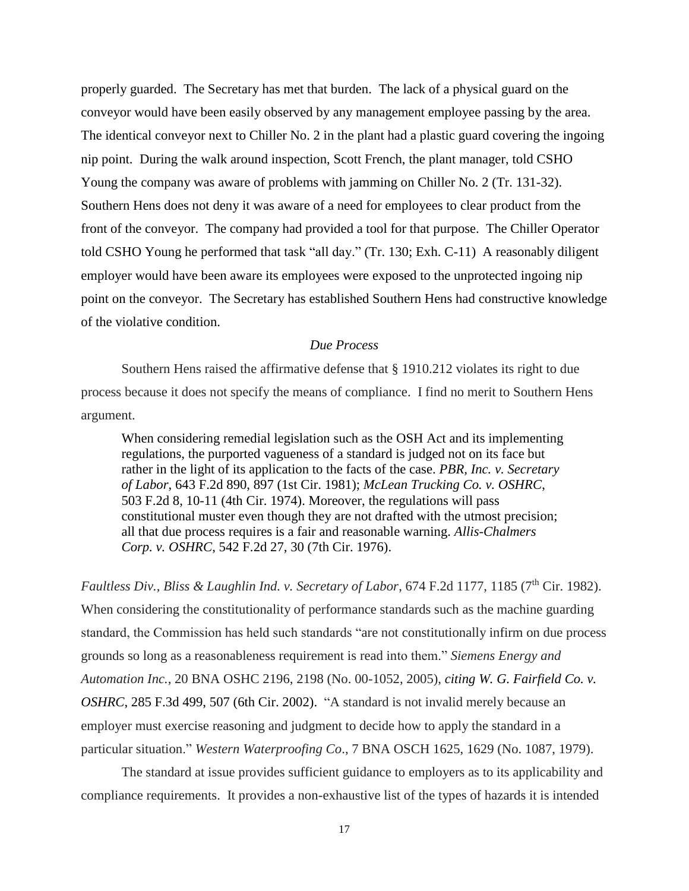properly guarded. The Secretary has met that burden. The lack of a physical guard on the conveyor would have been easily observed by any management employee passing by the area. The identical conveyor next to Chiller No. 2 in the plant had a plastic guard covering the ingoing nip point. During the walk around inspection, Scott French, the plant manager, told CSHO Young the company was aware of problems with jamming on Chiller No. 2 (Tr. 131-32). Southern Hens does not deny it was aware of a need for employees to clear product from the front of the conveyor. The company had provided a tool for that purpose. The Chiller Operator told CSHO Young he performed that task "all day." (Tr. 130; Exh. C-11) A reasonably diligent employer would have been aware its employees were exposed to the unprotected ingoing nip point on the conveyor. The Secretary has established Southern Hens had constructive knowledge of the violative condition.

*Due Process*

Southern Hens raised the affirmative defense that § 1910.212 violates its right to due process because it does not specify the means of compliance. I find no merit to Southern Hens argument.

> When considering remedial legislation such as the OSH Act and its implementing regulations, the purported vagueness of a standard is judged not on its face but rather in the light of its application to the facts of the case. *PBR, Inc. v. Secretary of Labor*, 643 F.2d 890, 897 (1st Cir. 1981); *McLean Trucking Co. v. OSHRC*, 503 F.2d 8, 10-11 (4th Cir. 1974). Moreover, the regulations will pass constitutional muster even though they are not drafted with the utmost precision; all that due process requires is a fair and reasonable warning. *Allis-Chalmers Corp. v. OSHRC*, 542 F.2d 27, 30 (7th Cir. 1976).

*Faultless Div., Bliss & Laughlin Ind. v. Secretary of Labor*, 674 F.2d 1177, 1185 (7th Cir. 1982). When considering the constitutionality of performance standards such as the machine guarding standard, the Commission has held such standards "are not constitutionally infirm on due process grounds so long as a reasonableness requirement is read into them." *Siemens Energy and Automation Inc.*, 20 BNA OSHC 2196, 2198 (No. 00-1052, 2005), *citing W. G. Fairfield Co. v. OSHRC*, 285 F.3d 499, 507 (6th Cir. 2002). "A standard is not invalid merely because an employer must exercise reasoning and judgment to decide how to apply the standard in a particular situation." *Western Waterproofing Co*., 7 BNA OSCH 1625, 1629 (No. 1087, 1979).

The standard at issue provides sufficient guidance to employers as to its applicability and compliance requirements. It provides a non-exhaustive list of the types of hazards it is intended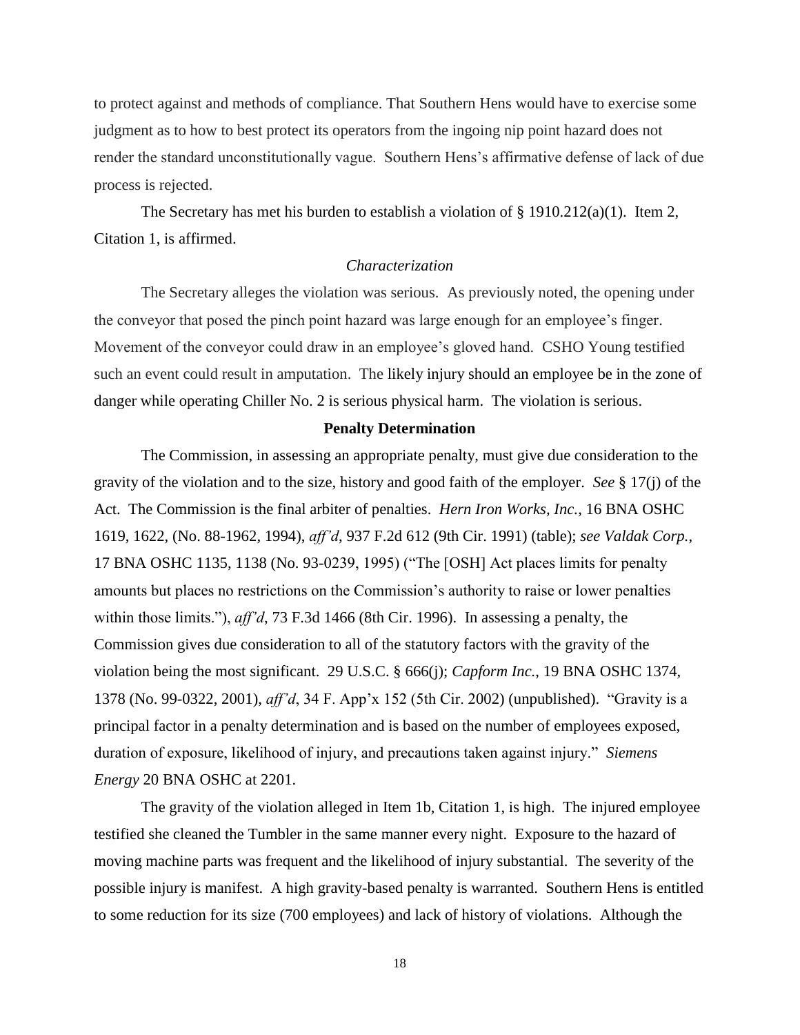to protect against and methods of compliance. That Southern Hens would have to exercise some judgment as to how to best protect its operators from the ingoing nip point hazard does not render the standard unconstitutionally vague. Southern Hens's affirmative defense of lack of due process is rejected.

The Secretary has met his burden to establish a violation of § 1910.212(a)(1). Item 2, Citation 1, is affirmed.

*Characterization*

The Secretary alleges the violation was serious. As previously noted, the opening under the conveyor that posed the pinch point hazard was large enough for an employee's finger. Movement of the conveyor could draw in an employee's gloved hand. CSHO Young testified such an event could result in amputation. The likely injury should an employee be in the zone of danger while operating Chiller No. 2 is serious physical harm. The violation is serious.

**Penalty Determination**

The Commission, in assessing an appropriate penalty, must give due consideration to the gravity of the violation and to the size, history and good faith of the employer. *See* § 17(j) of the Act. The Commission is the final arbiter of penalties. *Hern Iron Works, Inc.*, 16 BNA OSHC 1619, 1622, (No. 88-1962, 1994), *aff'd*, 937 F.2d 612 (9th Cir. 1991) (table); *see Valdak Corp.*, 17 BNA OSHC 1135, 1138 (No. 93-0239, 1995) ("The [OSH] Act places limits for penalty amounts but places no restrictions on the Commission's authority to raise or lower penalties within those limits."), *aff'd*, 73 F.3d 1466 (8th Cir. 1996). In assessing a penalty, the Commission gives due consideration to all of the statutory factors with the gravity of the violation being the most significant. 29 U.S.C. § 666(j); *Capform Inc.*, 19 BNA OSHC 1374, 1378 (No. 99-0322, 2001), *aff'd*, 34 F. App'x 152 (5th Cir. 2002) (unpublished). "Gravity is a principal factor in a penalty determination and is based on the number of employees exposed, duration of exposure, likelihood of injury, and precautions taken against injury." *Siemens Energy* 20 BNA OSHC at 2201.

The gravity of the violation alleged in Item 1b, Citation 1, is high. The injured employee testified she cleaned the Tumbler in the same manner every night. Exposure to the hazard of moving machine parts was frequent and the likelihood of injury substantial. The severity of the possible injury is manifest. A high gravity-based penalty is warranted. Southern Hens is entitled to some reduction for its size (700 employees) and lack of history of violations. Although the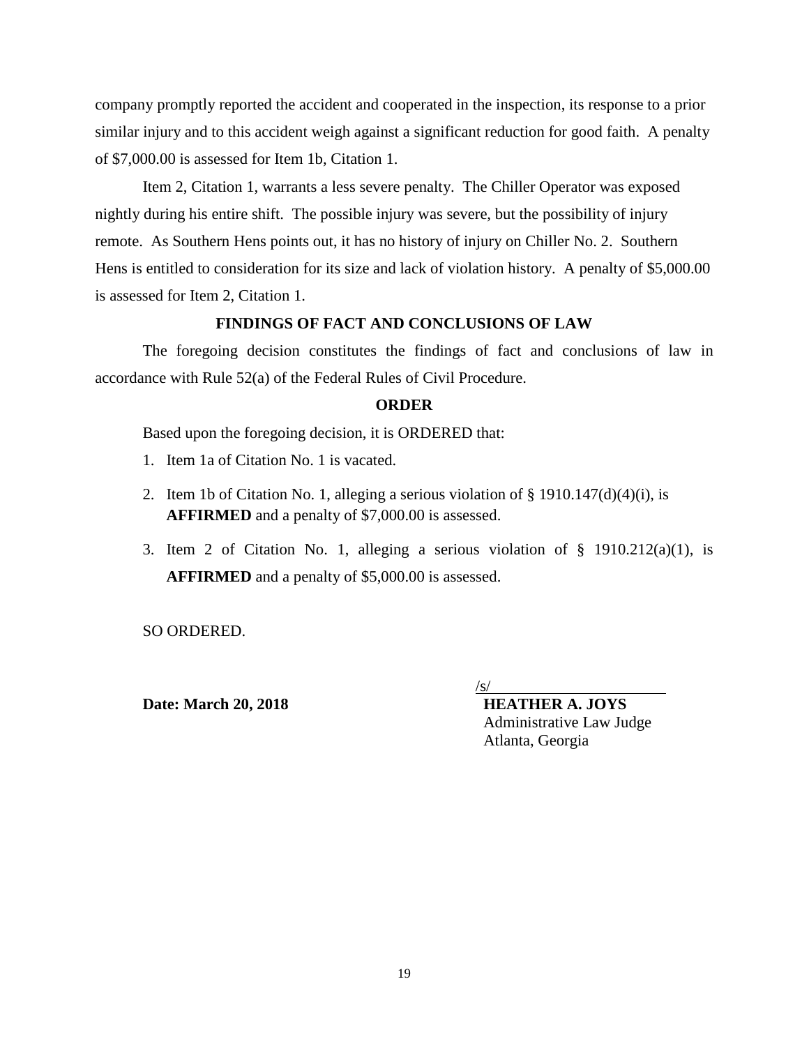company promptly reported the accident and cooperated in the inspection, its response to a prior similar injury and to this accident weigh against a significant reduction for good faith. A penalty of $7,000.00 is assessed for Item 1b, Citation 1.

Item 2, Citation 1, warrants a less severe penalty. The Chiller Operator was exposed nightly during his entire shift. The possible injury was severe, but the possibility of injury remote. As Southern Hens points out, it has no history of injury on Chiller No. 2. Southern Hens is entitled to consideration for its size and lack of violation history. A penalty of $5,000.00 is assessed for Item 2, Citation 1.

## FINDINGS OF FACT AND CONCLUSIONS OF LAW

The foregoing decision constitutes the findings of fact and conclusions of law in accordance with Rule 52(a) of the Federal Rules of Civil Procedure.

## ORDER

Based upon the foregoing decision, it is ORDERED that:

1. Item 1a of Citation No. 1 is vacated.
2. Item 1b of Citation No. 1, alleging a serious violation of § 1910.147(d)(4)(i), is **AFFIRMED** and a penalty of $7,000.00 is assessed.
3. Item 2 of Citation No. 1, alleging a serious violation of § 1910.212(a)(1), is **AFFIRMED** and a penalty of $5,000.00 is assessed.

SO ORDERED.

/s/

**Date: March 20, 2018**

**HEATHER A. JOYS**
Administrative Law Judge
Atlanta, Georgia